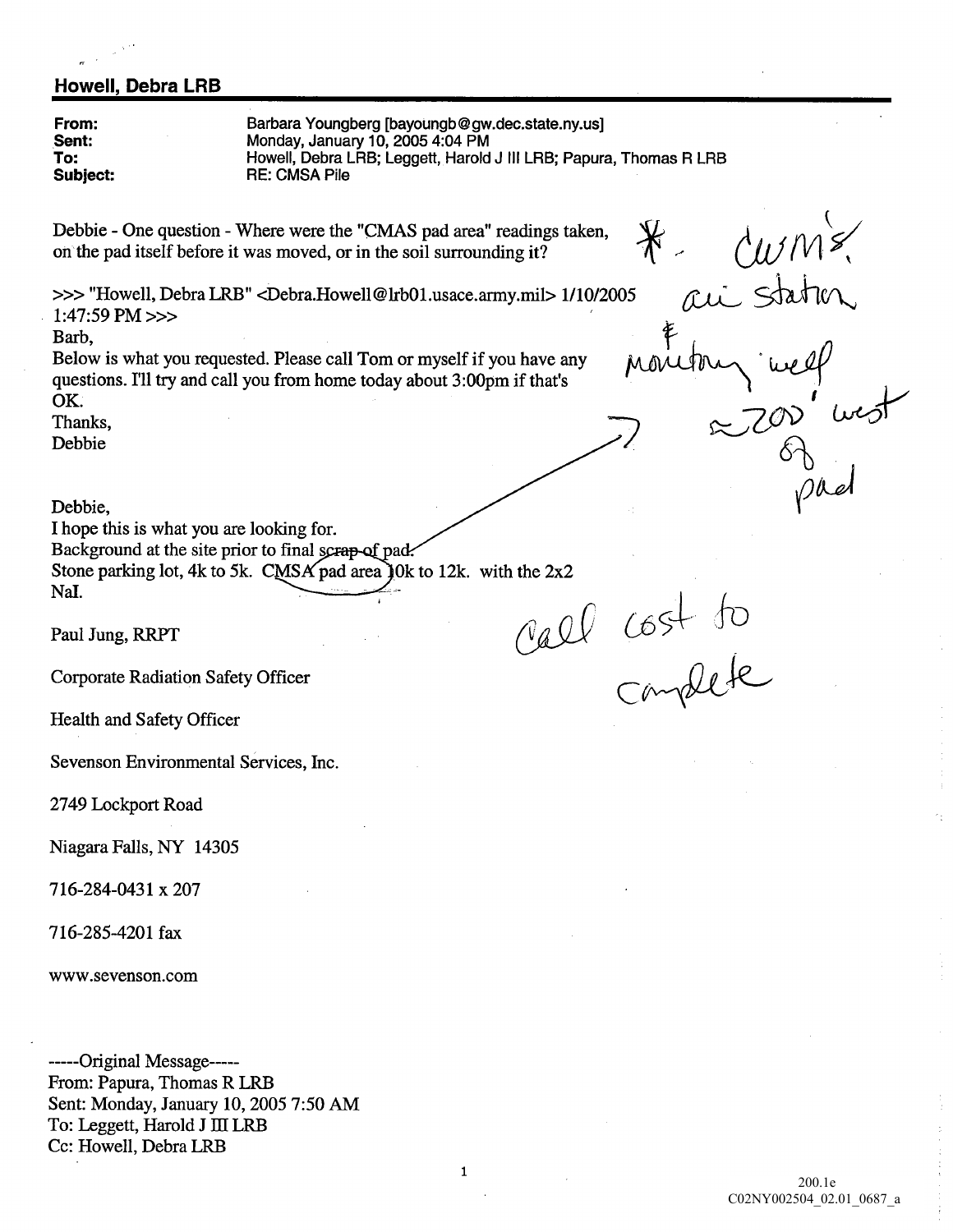## Howell, Debra LRB

**From:** Barbara Youngberg [bayoungb@gw.dec.state.ny.us]
**Sent:** Monday, January 10, 2005 4:04 PM
**To:** Howell, Debra LRB; Leggett, Harold J III LRB; Papura, Thomas R LRB
**Subject:** RE: CMSA Pile

Debbie - One question - Where were the "CMAS pad area" readings taken, on the pad itself before it was moved, or in the soil surrounding it?

*- CWM's air station & monitoring well ≈200' west of pad*

>>> "Howell, Debra LRB" <Debra.Howell@lrb01.usace.army.mil> 1/10/2005 1:47:59 PM >>>
Barb,
Below is what you requested. Please call Tom or myself if you have any questions. I'll try and call you from home today about 3:00pm if that's OK.
Thanks,
Debbie

Debbie,
I hope this is what you are looking for.
Background at the site prior to final scrap of pad.
Stone parking lot, 4k to 5k. CMSA pad area 10k to 12k. with the 2x2 NaI.

*Call cost to complete*

Paul Jung, RRPT

Corporate Radiation Safety Officer

Health and Safety Officer

Sevenson Environmental Services, Inc.

2749 Lockport Road

Niagara Falls, NY 14305

716-284-0431 x 207

716-285-4201 fax

www.sevenson.com

-----Original Message-----
From: Papura, Thomas R LRB
Sent: Monday, January 10, 2005 7:50 AM
To: Leggett, Harold J III LRB
Cc: Howell, Debra LRB

200.1e
C02NY002504_02.01_0687_a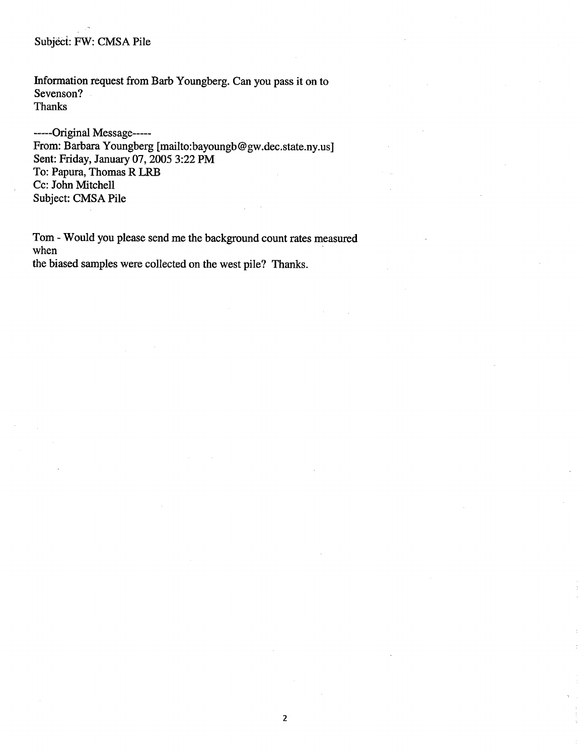Subject: FW: CMSA Pile

Information request from Barb Youngberg. Can you pass it on to Sevenson?
Thanks

-----Original Message-----
From: Barbara Youngberg [mailto:bayoungb@gw.dec.state.ny.us]
Sent: Friday, January 07, 2005 3:22 PM
To: Papura, Thomas R LRB
Cc: John Mitchell
Subject: CMSA Pile

Tom - Would you please send me the background count rates measured when
the biased samples were collected on the west pile? Thanks.